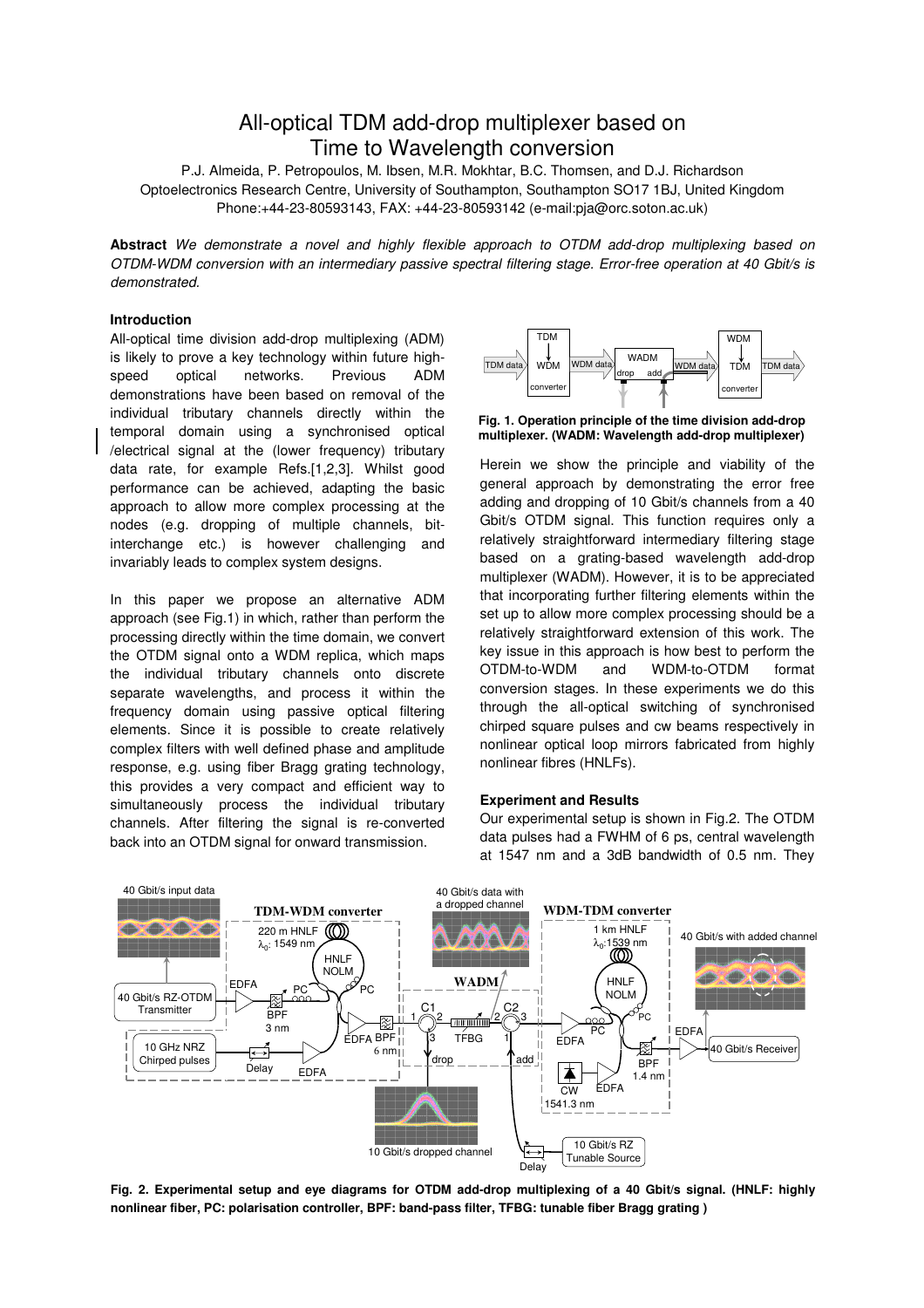# All-optical TDM add-drop multiplexer based on Time to Wavelength conversion

P.J. Almeida, P. Petropoulos, M. Ibsen, M.R. Mokhtar, B.C. Thomsen, and D.J. Richardson

Optoelectronics Research Centre, University of Southampton, Southampton SO17 1BJ, United Kingdom

Phone:+44-23-80593143, FAX: +44-23-80593142 (e-mail:pja@orc.soton.ac.uk)

**Abstract** *We demonstrate a novel and highly flexible approach to OTDM add-drop multiplexing based on OTDM-WDM conversion with an intermediary passive spectral filtering stage. Error-free operation at 40 Gbit/s is demonstrated.*

## Introduction

All-optical time division add-drop multiplexing (ADM) is likely to prove a key technology within future high-speed optical networks. Previous ADM demonstrations have been based on removal of the individual tributary channels directly within the temporal domain using a synchronised optical /electrical signal at the (lower frequency) tributary data rate, for example Refs.[1,2,3]. Whilst good performance can be achieved, adapting the basic approach to allow more complex processing at the nodes (e.g. dropping of multiple channels, bit-interchange etc.) is however challenging and invariably leads to complex system designs.

In this paper we propose an alternative ADM approach (see Fig.1) in which, rather than perform the processing directly within the time domain, we convert the OTDM signal onto a WDM replica, which maps the individual tributary channels onto discrete separate wavelengths, and process it within the frequency domain using passive optical filtering elements. Since it is possible to create relatively complex filters with well defined phase and amplitude response, e.g. using fiber Bragg grating technology, this provides a very compact and efficient way to simultaneously process the individual tributary channels. After filtering the signal is re-converted back into an OTDM signal for onward transmission.

**Fig. 1. Operation principle of the time division add-drop multiplexer. (WADM: Wavelength add-drop multiplexer)**

Herein we show the principle and viability of the general approach by demonstrating the error free adding and dropping of 10 Gbit/s channels from a 40 Gbit/s OTDM signal. This function requires only a relatively straightforward intermediary filtering stage based on a grating-based wavelength add-drop multiplexer (WADM). However, it is to be appreciated that incorporating further filtering elements within the set up to allow more complex processing should be a relatively straightforward extension of this work. The key issue in this approach is how best to perform the OTDM-to-WDM and WDM-to-OTDM format conversion stages. In these experiments we do this through the all-optical switching of synchronised chirped square pulses and cw beams respectively in nonlinear optical loop mirrors fabricated from highly nonlinear fibres (HNLFs).

## Experiment and Results

Our experimental setup is shown in Fig.2. The OTDM data pulses had a FWHM of 6 ps, central wavelength at 1547 nm and a 3dB bandwidth of 0.5 nm. They

**Fig. 2. Experimental setup and eye diagrams for OTDM add-drop multiplexing of a 40 Gbit/s signal. (HNLF: highly nonlinear fiber, PC: polarisation controller, BPF: band-pass filter, TFBG: tunable fiber Bragg grating )**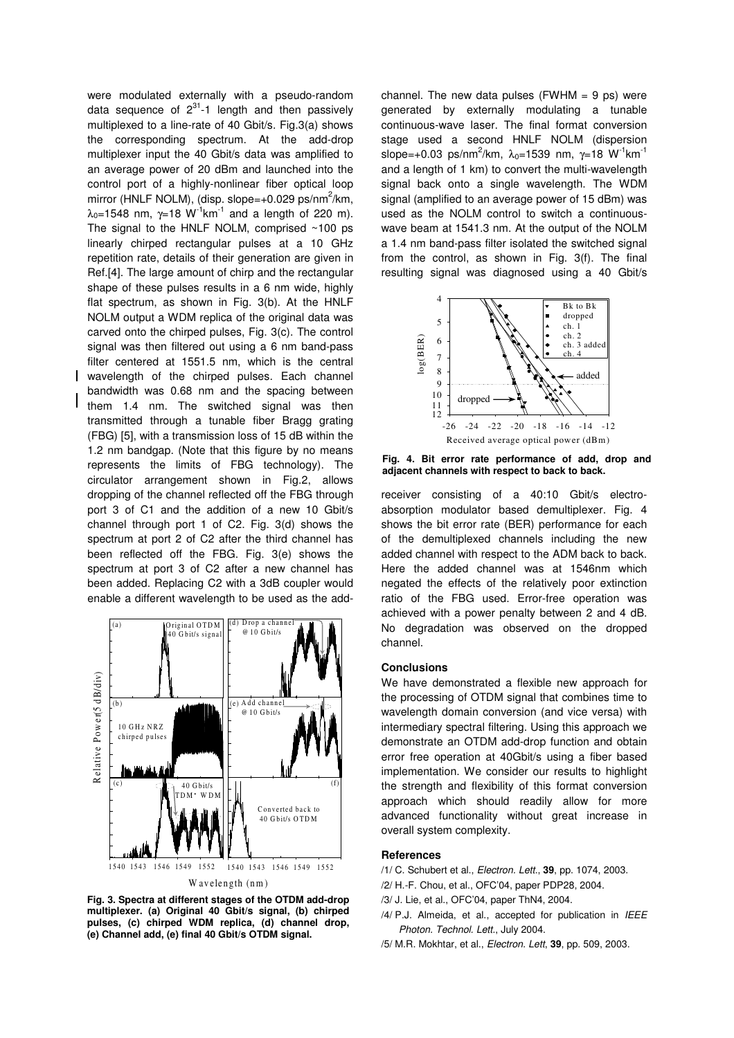were modulated externally with a pseudo-random data sequence of $2^{31}$-1 length and then passively multiplexed to a line-rate of 40 Gbit/s. Fig.3(a) shows the corresponding spectrum. At the add-drop multiplexer input the 40 Gbit/s data was amplified to an average power of 20 dBm and launched into the control port of a highly-nonlinear fiber optical loop mirror (HNLF NOLM), (disp. slope=+0.029 ps/nm$^2$/km, $\lambda_0$=1548 nm, $\gamma$=18 W$^{-1}$km$^{-1}$ and a length of 220 m). The signal to the HNLF NOLM, comprised ~100 ps linearly chirped rectangular pulses at a 10 GHz repetition rate, details of their generation are given in Ref.[4]. The large amount of chirp and the rectangular shape of these pulses results in a 6 nm wide, highly flat spectrum, as shown in Fig. 3(b). At the HNLF NOLM output a WDM replica of the original data was carved onto the chirped pulses, Fig. 3(c). The control signal was then filtered out using a 6 nm band-pass filter centered at 1551.5 nm, which is the central wavelength of the chirped pulses. Each channel bandwidth was 0.68 nm and the spacing between them 1.4 nm. The switched signal was then transmitted through a tunable fiber Bragg grating (FBG) [5], with a transmission loss of 15 dB within the 1.2 nm bandgap. (Note that this figure by no means represents the limits of FBG technology). The circulator arrangement shown in Fig.2, allows dropping of the channel reflected off the FBG through port 3 of C1 and the addition of a new 10 Gbit/s channel through port 1 of C2. Fig. 3(d) shows the spectrum at port 2 of C2 after the third channel has been reflected off the FBG. Fig. 3(e) shows the spectrum at port 3 of C2 after a new channel has been added. Replacing C2 with a 3dB coupler would enable a different wavelength to be used as the add-

(a) Original OTDM 40 Gbit/s signal
(b) 10 GHz NRZ chirped pulses
(c) 40 Gbit/s TDM→WDM
(d) Drop a channel @ 10 Gbit/s
(e) Add channel @ 10 Gbit/s
(f) Converted back to 40 Gbit/s OTDM
Relative Power (5 dB/div)
1540 1543 1546 1549 1552
Wavelength (nm)

**Fig. 3. Spectra at different stages of the OTDM add-drop multiplexer. (a) Original 40 Gbit/s signal, (b) chirped pulses, (c) chirped WDM replica, (d) channel drop, (e) Channel add, (e) final 40 Gbit/s OTDM signal.**

channel. The new data pulses (FWHM = 9 ps) were generated by externally modulating a tunable continuous-wave laser. The final format conversion stage used a second HNLF NOLM (dispersion slope=+0.03 ps/nm$^2$/km, $\lambda_0$=1539 nm, $\gamma$=18 W$^{-1}$km$^{-1}$ and a length of 1 km) to convert the multi-wavelength signal back onto a single wavelength. The WDM signal (amplified to an average power of 15 dBm) was used as the NOLM control to switch a continuous-wave beam at 1541.3 nm. At the output of the NOLM a 1.4 nm band-pass filter isolated the switched signal from the control, as shown in Fig. 3(f). The final resulting signal was diagnosed using a 40 Gbit/s

log(BER)
4
5
6
7
8
9
10
11
12
-26 -24 -22 -20 -18 -16 -14 -12
Received average optical power (dBm)
Bk to Bk
dropped
ch. 1
ch. 2
ch. 3 added
ch. 4
added
dropped

**Fig. 4. Bit error rate performance of add, drop and adjacent channels with respect to back to back.**

receiver consisting of a 40:10 Gbit/s electro-absorption modulator based demultiplexer. Fig. 4 shows the bit error rate (BER) performance for each of the demultiplexed channels including the new added channel with respect to the ADM back to back. Here the added channel was at 1546nm which negated the effects of the relatively poor extinction ratio of the FBG used. Error-free operation was achieved with a power penalty between 2 and 4 dB. No degradation was observed on the dropped channel.

### Conclusions

We have demonstrated a flexible new approach for the processing of OTDM signal that combines time to wavelength domain conversion (and vice versa) with intermediary spectral filtering. Using this approach we demonstrate an OTDM add-drop function and obtain error free operation at 40Gbit/s using a fiber based implementation. We consider our results to highlight the strength and flexibility of this format conversion approach which should readily allow for more advanced functionality without great increase in overall system complexity.

### References

/1/ C. Schubert et al., *Electron. Lett.*, **39**, pp. 1074, 2003.

/2/ H.-F. Chou, et al., OFC'04, paper PDP28, 2004.

/3/ J. Lie, et al., OFC'04, paper ThN4, 2004.

/4/ P.J. Almeida, et al., accepted for publication in *IEEE Photon. Technol. Lett.*, July 2004.

/5/ M.R. Mokhtar, et al., *Electron. Lett*, **39**, pp. 509, 2003.